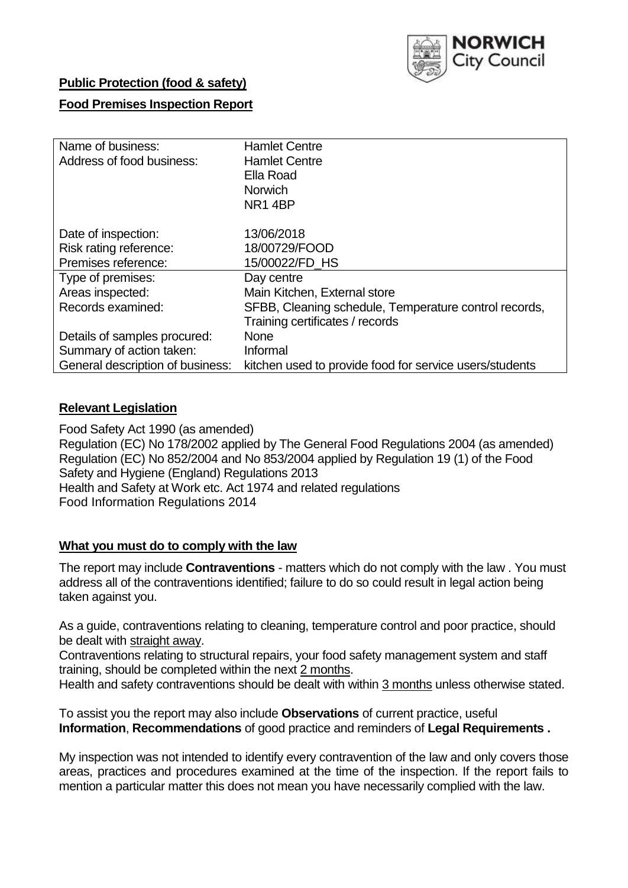**Public Protection (food & safety)**

**Food Premises Inspection Report**

| | |
|---|---|
| Name of business: | Hamlet Centre |
| Address of food business: | Hamlet Centre<br>Ella Road<br>Norwich<br>NR1 4BP |
| Date of inspection: | 13/06/2018 |
| Risk rating reference: | 18/00729/FOOD |
| Premises reference: | 15/00022/FD_HS |
| Type of premises: | Day centre |
| Areas inspected: | Main Kitchen, External store |
| Records examined: | SFBB, Cleaning schedule, Temperature control records, Training certificates / records |
| Details of samples procured: | None |
| Summary of action taken: | Informal |
| General description of business: | kitchen used to provide food for service users/students |

## **Relevant Legislation**

Food Safety Act 1990 (as amended)
Regulation (EC) No 178/2002 applied by The General Food Regulations 2004 (as amended)
Regulation (EC) No 852/2004 and No 853/2004 applied by Regulation 19 (1) of the Food Safety and Hygiene (England) Regulations 2013
Health and Safety at Work etc. Act 1974 and related regulations
Food Information Regulations 2014

## **What you must do to comply with the law**

The report may include **Contraventions** - matters which do not comply with the law . You must address all of the contraventions identified; failure to do so could result in legal action being taken against you.

As a guide, contraventions relating to cleaning, temperature control and poor practice, should be dealt with straight away.
Contraventions relating to structural repairs, your food safety management system and staff training, should be completed within the next 2 months.
Health and safety contraventions should be dealt with within 3 months unless otherwise stated.

To assist you the report may also include **Observations** of current practice, useful **Information**, **Recommendations** of good practice and reminders of **Legal Requirements .**

My inspection was not intended to identify every contravention of the law and only covers those areas, practices and procedures examined at the time of the inspection. If the report fails to mention a particular matter this does not mean you have necessarily complied with the law.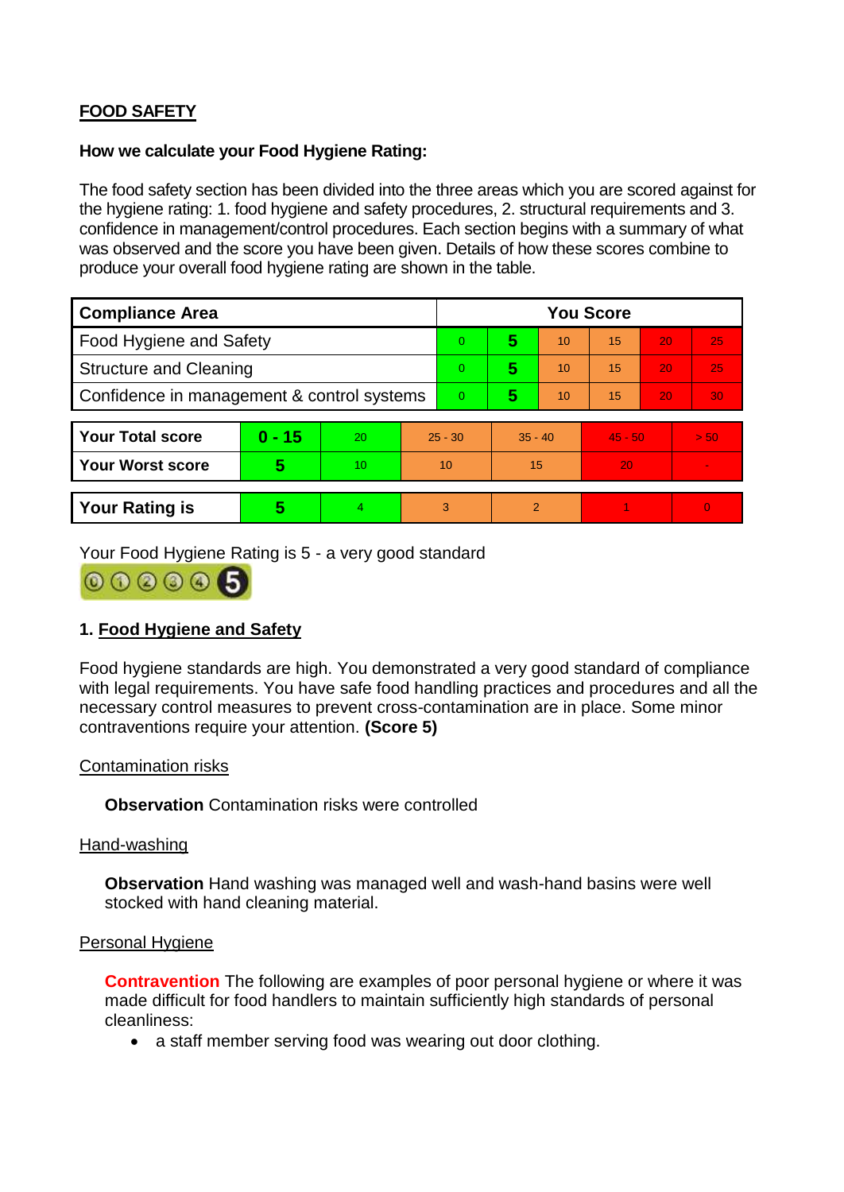## FOOD SAFETY

**How we calculate your Food Hygiene Rating:**

The food safety section has been divided into the three areas which you are scored against for the hygiene rating: 1. food hygiene and safety procedures, 2. structural requirements and 3. confidence in management/control procedures. Each section begins with a summary of what was observed and the score you have been given. Details of how these scores combine to produce your overall food hygiene rating are shown in the table.

| Compliance Area | You Score | | | | | |
|---|---|---|---|---|---|---|
| Food Hygiene and Safety | 0 | **5** | 10 | 15 | 20 | 25 |
| Structure and Cleaning | 0 | **5** | 10 | 15 | 20 | 25 |
| Confidence in management & control systems | 0 | **5** | 10 | 15 | 20 | 30 |

| | | | | | | |
|---|---|---|---|---|---|---|
| **Your Total score** | **0 - 15** | 20 | 25 - 30 | 35 - 40 | 45 - 50 | > 50 |
| **Your Worst score** | **5** | 10 | 10 | 15 | 20 | - |
| **Your Rating is** | **5** | 4 | 3 | 2 | 1 | 0 |

Your Food Hygiene Rating is 5 - a very good standard

### 1. Food Hygiene and Safety

Food hygiene standards are high. You demonstrated a very good standard of compliance with legal requirements. You have safe food handling practices and procedures and all the necessary control measures to prevent cross-contamination are in place. Some minor contraventions require your attention. **(Score 5)**

Contamination risks

**Observation** Contamination risks were controlled

Hand-washing

**Observation** Hand washing was managed well and wash-hand basins were well stocked with hand cleaning material.

Personal Hygiene

**Contravention** The following are examples of poor personal hygiene or where it was made difficult for food handlers to maintain sufficiently high standards of personal cleanliness:

- a staff member serving food was wearing out door clothing.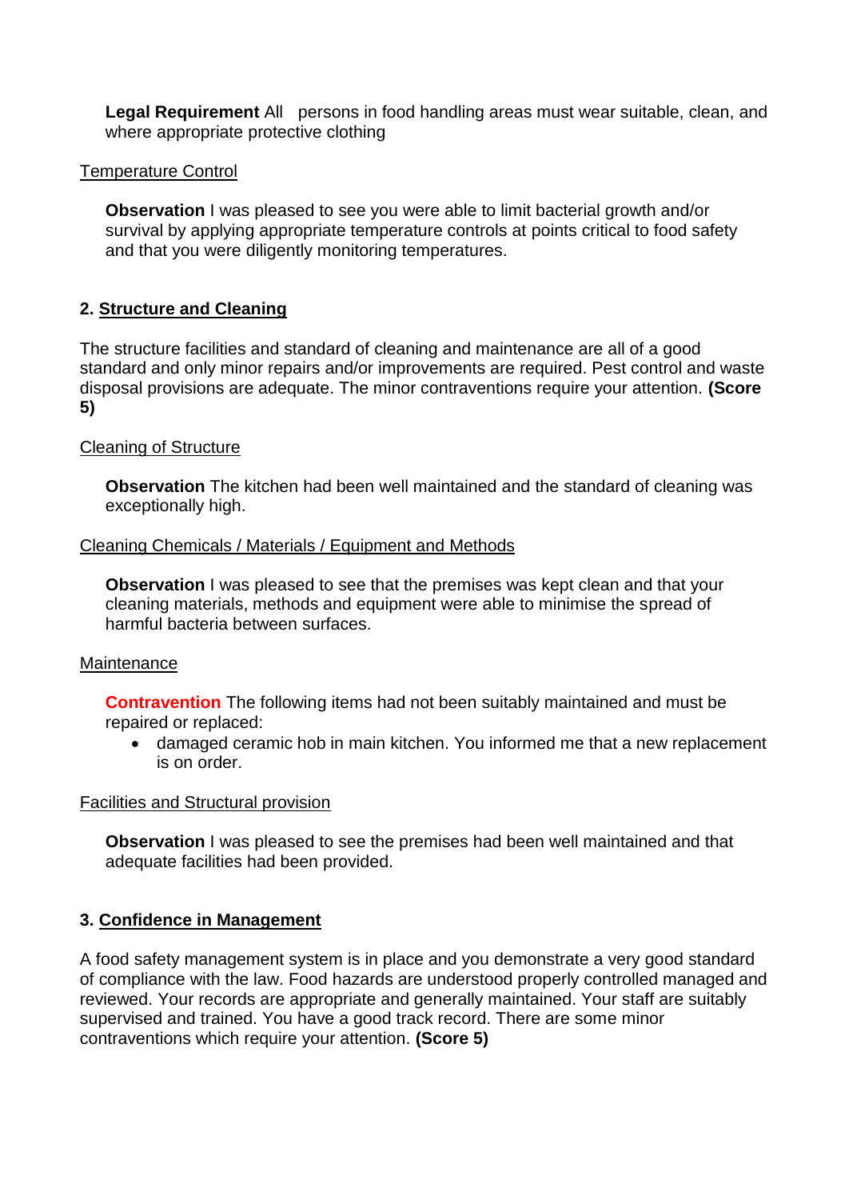**Legal Requirement** All persons in food handling areas must wear suitable, clean, and where appropriate protective clothing

Temperature Control

**Observation** I was pleased to see you were able to limit bacterial growth and/or survival by applying appropriate temperature controls at points critical to food safety and that you were diligently monitoring temperatures.

## 2. Structure and Cleaning

The structure facilities and standard of cleaning and maintenance are all of a good standard and only minor repairs and/or improvements are required. Pest control and waste disposal provisions are adequate. The minor contraventions require your attention. **(Score 5)**

Cleaning of Structure

**Observation** The kitchen had been well maintained and the standard of cleaning was exceptionally high.

Cleaning Chemicals / Materials / Equipment and Methods

**Observation** I was pleased to see that the premises was kept clean and that your cleaning materials, methods and equipment were able to minimise the spread of harmful bacteria between surfaces.

Maintenance

**Contravention** The following items had not been suitably maintained and must be repaired or replaced:

- damaged ceramic hob in main kitchen. You informed me that a new replacement is on order.

Facilities and Structural provision

**Observation** I was pleased to see the premises had been well maintained and that adequate facilities had been provided.

## 3. Confidence in Management

A food safety management system is in place and you demonstrate a very good standard of compliance with the law. Food hazards are understood properly controlled managed and reviewed. Your records are appropriate and generally maintained. Your staff are suitably supervised and trained. You have a good track record. There are some minor contraventions which require your attention. **(Score 5)**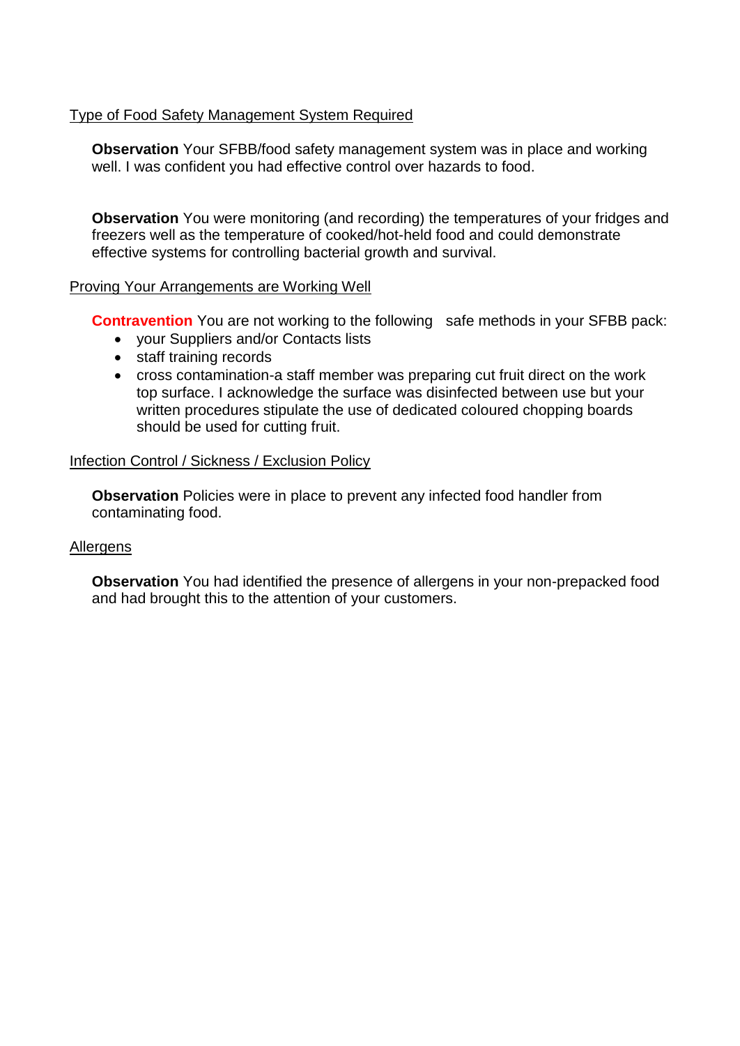Type of Food Safety Management System Required

**Observation** Your SFBB/food safety management system was in place and working well. I was confident you had effective control over hazards to food.

**Observation** You were monitoring (and recording) the temperatures of your fridges and freezers well as the temperature of cooked/hot-held food and could demonstrate effective systems for controlling bacterial growth and survival.

Proving Your Arrangements are Working Well

**Contravention** You are not working to the following safe methods in your SFBB pack:

- your Suppliers and/or Contacts lists
- staff training records
- cross contamination-a staff member was preparing cut fruit direct on the work top surface. I acknowledge the surface was disinfected between use but your written procedures stipulate the use of dedicated coloured chopping boards should be used for cutting fruit.

Infection Control / Sickness / Exclusion Policy

**Observation** Policies were in place to prevent any infected food handler from contaminating food.

Allergens

**Observation** You had identified the presence of allergens in your non-prepacked food and had brought this to the attention of your customers.